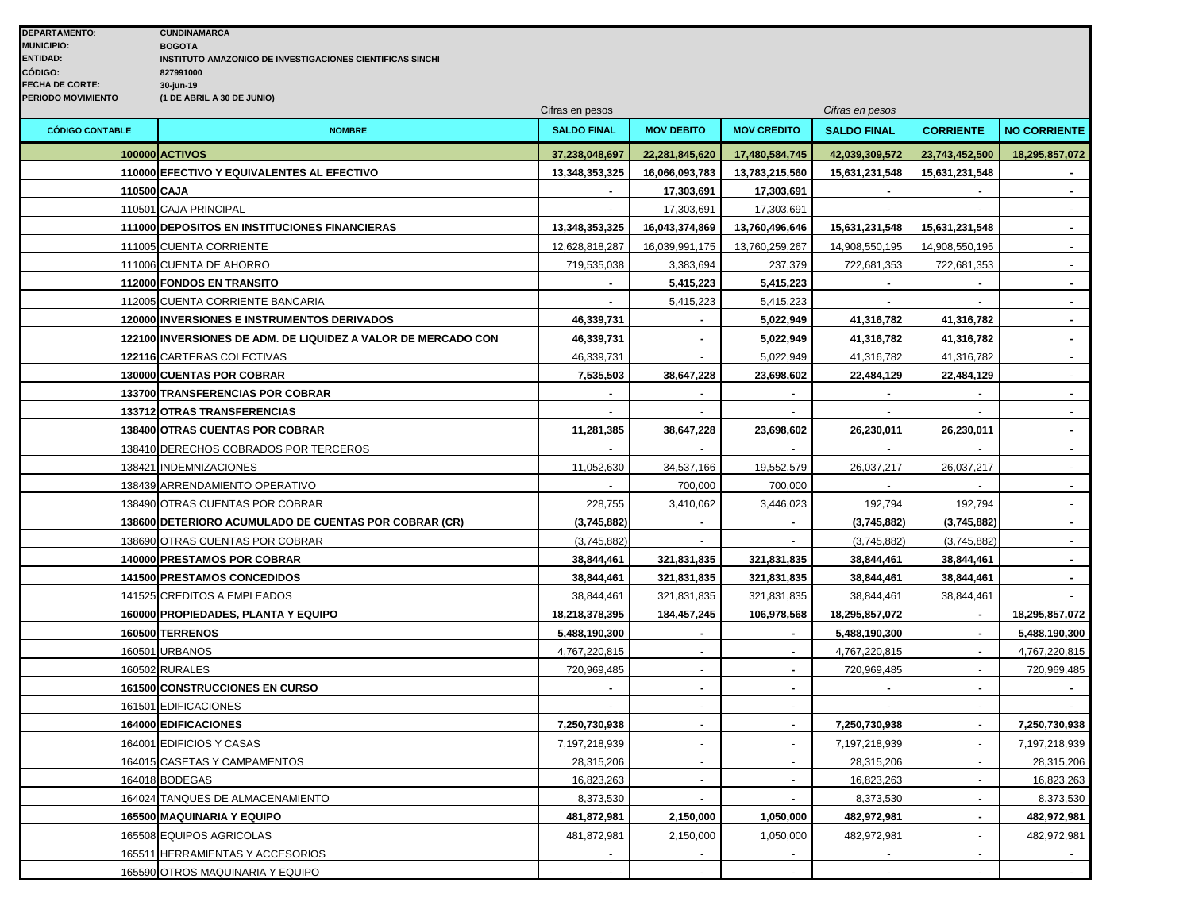**DEPARTAMENTO:** CUNDINAMARCA
**MUNICIPIO:** BOGOTA
**ENTIDAD:** INSTITUTO AMAZONICO DE INVESTIGACIONES CIENTIFICAS SINCHI
**CÓDIGO:** 827991000
**FECHA DE CORTE:** 30-jun-19
**PERIODO MOVIMIENTO** (1 DE ABRIL A 30 DE JUNIO)

| | | Cifras en pesos | | | Cifras en pesos | | |
|---|---|---|---|---|---|---|---|
| **CÓDIGO CONTABLE** | **NOMBRE** | **SALDO FINAL** | **MOV DEBITO** | **MOV CREDITO** | **SALDO FINAL** | **CORRIENTE** | **NO CORRIENTE** |
| **100000** | **ACTIVOS** | **37,238,048,697** | **22,281,845,620** | **17,480,584,745** | **42,039,309,572** | **23,743,452,500** | **18,295,857,072** |
| **110000** | **EFECTIVO Y EQUIVALENTES AL EFECTIVO** | **13,348,353,325** | **16,066,093,783** | **13,783,215,560** | **15,631,231,548** | **15,631,231,548** | **-** |
| **110500** | **CAJA** | **-** | **17,303,691** | **17,303,691** | **-** | **-** | **-** |
| 110501 | CAJA PRINCIPAL | - | 17,303,691 | 17,303,691 | - | - | - |
| **111000** | **DEPOSITOS EN INSTITUCIONES FINANCIERAS** | **13,348,353,325** | **16,043,374,869** | **13,760,496,646** | **15,631,231,548** | **15,631,231,548** | **-** |
| 111005 | CUENTA CORRIENTE | 12,628,818,287 | 16,039,991,175 | 13,760,259,267 | 14,908,550,195 | 14,908,550,195 | - |
| 111006 | CUENTA DE AHORRO | 719,535,038 | 3,383,694 | 237,379 | 722,681,353 | 722,681,353 | - |
| **112000** | **FONDOS EN TRANSITO** | **-** | **5,415,223** | **5,415,223** | **-** | **-** | **-** |
| 112005 | CUENTA CORRIENTE BANCARIA | - | 5,415,223 | 5,415,223 | - | - | - |
| **120000** | **INVERSIONES E INSTRUMENTOS DERIVADOS** | **46,339,731** | **-** | **5,022,949** | **41,316,782** | **41,316,782** | **-** |
| **122100** | **INVERSIONES DE ADM. DE LIQUIDEZ A VALOR DE MERCADO CON** | **46,339,731** | **-** | **5,022,949** | **41,316,782** | **41,316,782** | **-** |
| **122116** | CARTERAS COLECTIVAS | 46,339,731 | - | 5,022,949 | 41,316,782 | 41,316,782 | - |
| **130000** | **CUENTAS POR COBRAR** | **7,535,503** | **38,647,228** | **23,698,602** | **22,484,129** | **22,484,129** | - |
| **133700** | **TRANSFERENCIAS POR COBRAR** | **-** | **-** | **-** | **-** | **-** | **-** |
| **133712** | **OTRAS TRANSFERENCIAS** | - | - | - | - | - | - |
| **138400** | **OTRAS CUENTAS POR COBRAR** | **11,281,385** | **38,647,228** | **23,698,602** | **26,230,011** | **26,230,011** | **-** |
| 138410 | DERECHOS COBRADOS POR TERCEROS | - | - | - | - | - | - |
| 138421 | INDEMNIZACIONES | 11,052,630 | 34,537,166 | 19,552,579 | 26,037,217 | 26,037,217 | - |
| 138439 | ARRENDAMIENTO OPERATIVO | - | 700,000 | 700,000 | - | - | - |
| 138490 | OTRAS CUENTAS POR COBRAR | 228,755 | 3,410,062 | 3,446,023 | 192,794 | 192,794 | - |
| **138600** | **DETERIORO ACUMULADO DE CUENTAS POR COBRAR (CR)** | **(3,745,882)** | **-** | **-** | **(3,745,882)** | **(3,745,882)** | **-** |
| 138690 | OTRAS CUENTAS POR COBRAR | (3,745,882) | - | - | (3,745,882) | (3,745,882) | - |
| **140000** | **PRESTAMOS POR COBRAR** | **38,844,461** | **321,831,835** | **321,831,835** | **38,844,461** | **38,844,461** | **-** |
| **141500** | **PRESTAMOS CONCEDIDOS** | **38,844,461** | **321,831,835** | **321,831,835** | **38,844,461** | **38,844,461** | **-** |
| 141525 | CREDITOS A EMPLEADOS | 38,844,461 | 321,831,835 | 321,831,835 | 38,844,461 | 38,844,461 | - |
| **160000** | **PROPIEDADES, PLANTA Y EQUIPO** | **18,218,378,395** | **184,457,245** | **106,978,568** | **18,295,857,072** | **-** | **18,295,857,072** |
| **160500** | **TERRENOS** | **5,488,190,300** | **-** | **-** | **5,488,190,300** | **-** | **5,488,190,300** |
| 160501 | URBANOS | 4,767,220,815 | - | - | 4,767,220,815 | **-** | 4,767,220,815 |
| 160502 | RURALES | 720,969,485 | - | **-** | 720,969,485 | - | 720,969,485 |
| **161500** | **CONSTRUCCIONES EN CURSO** | **-** | **-** | **-** | **-** | **-** | **-** |
| 161501 | EDIFICACIONES | - | - | - | - | - | - |
| **164000** | **EDIFICACIONES** | **7,250,730,938** | **-** | **-** | **7,250,730,938** | **-** | **7,250,730,938** |
| 164001 | EDIFICIOS Y CASAS | 7,197,218,939 | - | - | 7,197,218,939 | - | 7,197,218,939 |
| 164015 | CASETAS Y CAMPAMENTOS | 28,315,206 | - | - | 28,315,206 | - | 28,315,206 |
| 164018 | BODEGAS | 16,823,263 | - | - | 16,823,263 | - | 16,823,263 |
| 164024 | TANQUES DE ALMACENAMIENTO | 8,373,530 | - | - | 8,373,530 | - | 8,373,530 |
| **165500** | **MAQUINARIA Y EQUIPO** | **481,872,981** | **2,150,000** | **1,050,000** | **482,972,981** | **-** | **482,972,981** |
| 165508 | EQUIPOS AGRICOLAS | 481,872,981 | 2,150,000 | 1,050,000 | 482,972,981 | - | 482,972,981 |
| 165511 | HERRAMIENTAS Y ACCESORIOS | - | - | - | - | - | - |
| 165590 | OTROS MAQUINARIA Y EQUIPO | - | - | - | - | - | - |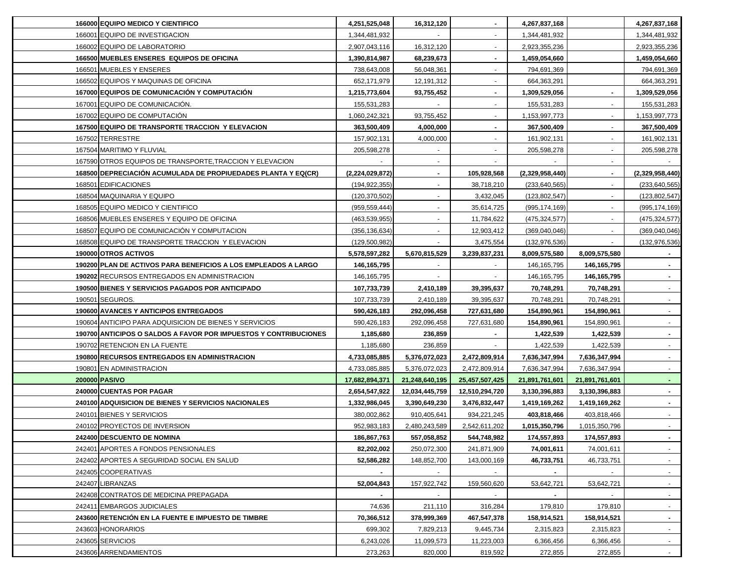| | | | | | | |
|---|---|---|---|---|---|---|
| **166000** | **EQUIPO MEDICO Y CIENTIFICO** | **4,251,525,048** | **16,312,120** | **-** | **4,267,837,168** | | **4,267,837,168** |
| 166001 | EQUIPO DE INVESTIGACION | 1,344,481,932 | - | - | 1,344,481,932 | | 1,344,481,932 |
| 166002 | EQUIPO DE LABORATORIO | 2,907,043,116 | 16,312,120 | - | 2,923,355,236 | | 2,923,355,236 |
| **166500** | **MUEBLES ENSERES EQUIPOS DE OFICINA** | **1,390,814,987** | **68,239,673** | **-** | **1,459,054,660** | | **1,459,054,660** |
| 166501 | MUEBLES Y ENSERES | 738,643,008 | 56,048,361 | - | 794,691,369 | | 794,691,369 |
| 166502 | EQUIPOS Y MAQUINAS DE OFICINA | 652,171,979 | 12,191,312 | - | 664,363,291 | | 664,363,291 |
| **167000** | **EQUIPOS DE COMUNICACIÓN Y COMPUTACIÓN** | **1,215,773,604** | **93,755,452** | **-** | **1,309,529,056** | **-** | **1,309,529,056** |
| 167001 | EQUIPO DE COMUNICACIÓN. | 155,531,283 | - | - | 155,531,283 | - | 155,531,283 |
| 167002 | EQUIPO DE COMPUTACIÓN | 1,060,242,321 | 93,755,452 | - | 1,153,997,773 | - | 1,153,997,773 |
| **167500** | **EQUIPO DE TRANSPORTE TRACCION Y ELEVACION** | **363,500,409** | **4,000,000** | **-** | **367,500,409** | **-** | **367,500,409** |
| 167502 | TERRESTRE | 157,902,131 | 4,000,000 | - | 161,902,131 | - | 161,902,131 |
| 167504 | MARITIMO Y FLUVIAL | 205,598,278 | - | - | 205,598,278 | - | 205,598,278 |
| 167590 | OTROS EQUIPOS DE TRANSPORTE,TRACCION Y ELEVACION | - | - | - | - | - | - |
| **168500** | **DEPRECIACIÓN ACUMULADA DE PROPIUEDADES PLANTA Y EQ(CR)** | **(2,224,029,872)** | **-** | **105,928,568** | **(2,329,958,440)** | **-** | **(2,329,958,440)** |
| 168501 | EDIFICACIONES | (194,922,355) | - | 38,718,210 | (233,640,565) | - | (233,640,565) |
| 168504 | MAQUINARIA Y EQUIPO | (120,370,502) | - | 3,432,045 | (123,802,547) | - | (123,802,547) |
| 168505 | EQUIPO MEDICO Y CIENTIFICO | (959,559,444) | - | 35,614,725 | (995,174,169) | - | (995,174,169) |
| 168506 | MUEBLES ENSERES Y EQUIPO DE OFICINA | (463,539,955) | - | 11,784,622 | (475,324,577) | - | (475,324,577) |
| 168507 | EQUIPO DE COMUNICACIÓN Y COMPUTACION | (356,136,634) | - | 12,903,412 | (369,040,046) | - | (369,040,046) |
| 168508 | EQUIPO DE TRANSPORTE TRACCION Y ELEVACION | (129,500,982) | - | 3,475,554 | (132,976,536) | - | (132,976,536) |
| **190000** | **OTROS ACTIVOS** | **5,578,597,282** | **5,670,815,529** | **3,239,837,231** | **8,009,575,580** | **8,009,575,580** | **-** |
| **190200** | **PLAN DE ACTIVOS PARA BENEFICIOS A LOS EMPLEADOS A LARGO** | **146,165,795** | - | - | 146,165,795 | **146,165,795** | **-** |
| **190202** | RECURSOS ENTREGADOS EN ADMINISTRACION | 146,165,795 | - | - | 146,165,795 | **146,165,795** | **-** |
| **190500** | **BIENES Y SERVICIOS PAGADOS POR ANTICIPADO** | **107,733,739** | **2,410,189** | **39,395,637** | **70,748,291** | **70,748,291** | - |
| 190501 | SEGUROS. | 107,733,739 | 2,410,189 | 39,395,637 | 70,748,291 | 70,748,291 | - |
| **190600** | **AVANCES Y ANTICIPOS ENTREGADOS** | **590,426,183** | **292,096,458** | **727,631,680** | **154,890,961** | **154,890,961** | - |
| 190604 | ANTICIPO PARA ADQUISICION DE BIENES Y SERVICIOS | 590,426,183 | 292,096,458 | 727,631,680 | **154,890,961** | 154,890,961 | - |
| **190700** | **ANTICIPOS O SALDOS A FAVOR POR IMPUESTOS Y CONTRIBUCIONES** | **1,185,680** | **236,859** | **-** | **1,422,539** | **1,422,539** | **-** |
| 190702 | RETENCION EN LA FUENTE | 1,185,680 | 236,859 | - | 1,422,539 | 1,422,539 | - |
| **190800** | **RECURSOS ENTREGADOS EN ADMINISTRACION** | **4,733,085,885** | **5,376,072,023** | **2,472,809,914** | **7,636,347,994** | **7,636,347,994** | - |
| 190801 | EN ADMINISTRACION | 4,733,085,885 | 5,376,072,023 | 2,472,809,914 | 7,636,347,994 | 7,636,347,994 | - |
| **200000** | **PASIVO** | **17,682,894,371** | **21,248,640,195** | **25,457,507,425** | **21,891,761,601** | **21,891,761,601** | **-** |
| **240000** | **CUENTAS POR PAGAR** | **2,654,547,922** | **12,034,445,759** | **12,510,294,720** | **3,130,396,883** | **3,130,396,883** | **-** |
| **240100** | **ADQUISICION DE BIENES Y SERVICIOS NACIONALES** | **1,332,986,045** | **3,390,649,230** | **3,476,832,447** | **1,419,169,262** | **1,419,169,262** | **-** |
| 240101 | BIENES Y SERVICIOS | 380,002,862 | 910,405,641 | 934,221,245 | **403,818,466** | 403,818,466 | - |
| 240102 | PROYECTOS DE INVERSION | 952,983,183 | 2,480,243,589 | 2,542,611,202 | **1,015,350,796** | 1,015,350,796 | - |
| **242400** | **DESCUENTO DE NOMINA** | **186,867,763** | **557,058,852** | **544,748,982** | **174,557,893** | **174,557,893** | **-** |
| 242401 | APORTES A FONDOS PENSIONALES | **82,202,002** | 250,072,300 | 241,871,909 | **74,001,611** | 74,001,611 | - |
| 242402 | APORTES A SEGURIDAD SOCIAL EN SALUD | **52,586,282** | 148,852,700 | 143,000,169 | **46,733,751** | 46,733,751 | - |
| 242405 | COOPERATIVAS | **-** | - | - | **-** | - | - |
| 242407 | LIBRANZAS | **52,004,843** | 157,922,742 | 159,560,620 | 53,642,721 | 53,642,721 | - |
| 242408 | CONTRATOS DE MEDICINA PREPAGADA | **-** | - | - | **-** | - | - |
| 242411 | EMBARGOS JUDICIALES | 74,636 | 211,110 | 316,284 | 179,810 | 179,810 | - |
| **243600** | **RETENCIÓN EN LA FUENTE E IMPUESTO DE TIMBRE** | **70,366,512** | **378,999,369** | **467,547,378** | **158,914,521** | **158,914,521** | **-** |
| 243603 | HONORARIOS | 699,302 | 7,829,213 | 9,445,734 | 2,315,823 | 2,315,823 | - |
| 243605 | SERVICIOS | 6,243,026 | 11,099,573 | 11,223,003 | 6,366,456 | 6,366,456 | - |
| 243606 | ARRENDAMIENTOS | 273,263 | 820,000 | 819,592 | 272,855 | 272,855 | - |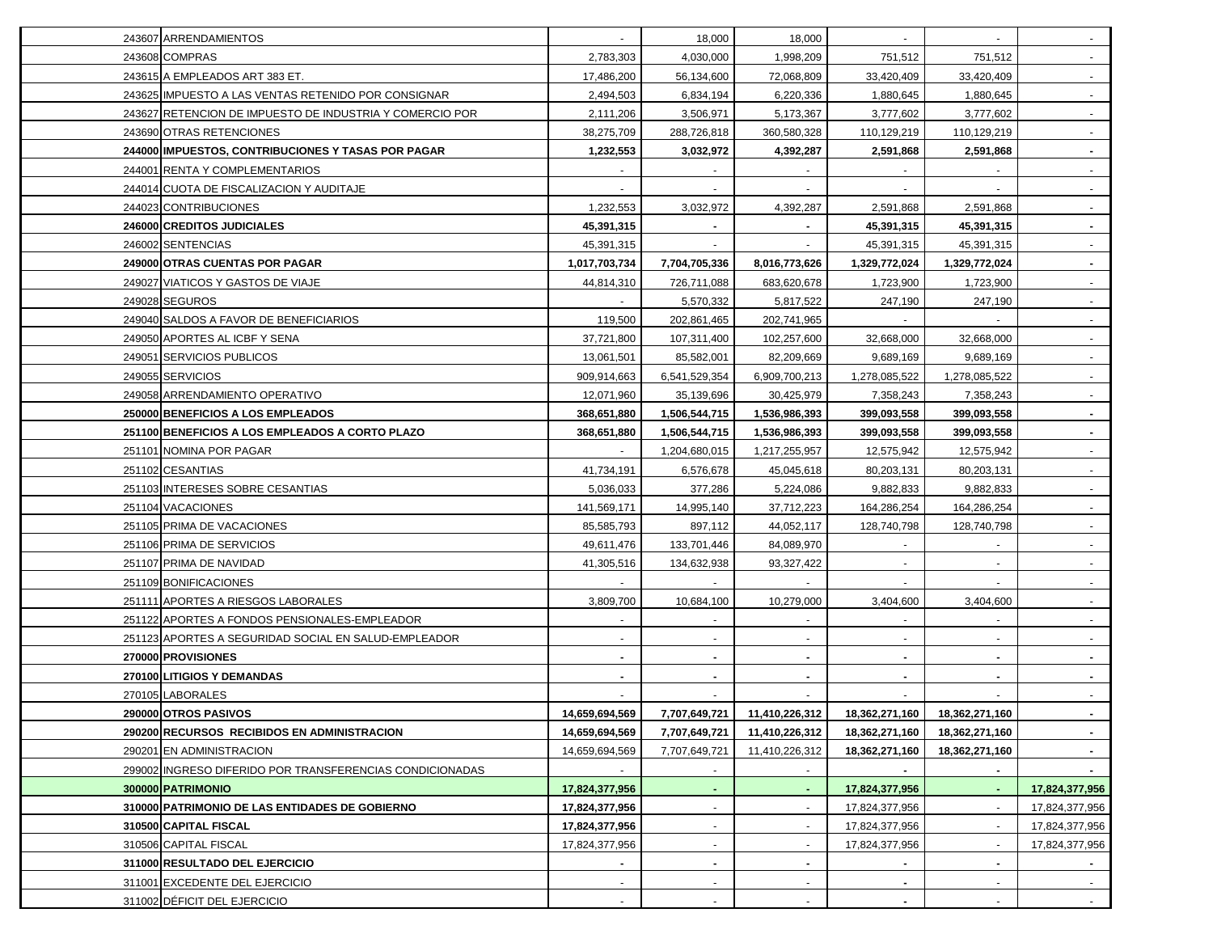| Código | Cuenta | | | | | | |
|---|---|---|---|---|---|---|---|
| 243607 | ARRENDAMIENTOS | - | 18,000 | 18,000 | - | - | - |
| 243608 | COMPRAS | 2,783,303 | 4,030,000 | 1,998,209 | 751,512 | 751,512 | - |
| 243615 | A EMPLEADOS ART 383 ET. | 17,486,200 | 56,134,600 | 72,068,809 | 33,420,409 | 33,420,409 | - |
| 243625 | IMPUESTO A LAS VENTAS RETENIDO POR CONSIGNAR | 2,494,503 | 6,834,194 | 6,220,336 | 1,880,645 | 1,880,645 | - |
| 243627 | RETENCION DE IMPUESTO DE INDUSTRIA Y COMERCIO POR | 2,111,206 | 3,506,971 | 5,173,367 | 3,777,602 | 3,777,602 | - |
| 243690 | OTRAS RETENCIONES | 38,275,709 | 288,726,818 | 360,580,328 | 110,129,219 | 110,129,219 | - |
| **244000** | **IMPUESTOS, CONTRIBUCIONES Y TASAS POR PAGAR** | **1,232,553** | **3,032,972** | **4,392,287** | **2,591,868** | **2,591,868** | **-** |
| 244001 | RENTA Y COMPLEMENTARIOS | - | - | - | - | - | - |
| 244014 | CUOTA DE FISCALIZACION Y AUDITAJE | - | - | - | - | - | - |
| 244023 | CONTRIBUCIONES | 1,232,553 | 3,032,972 | 4,392,287 | 2,591,868 | 2,591,868 | - |
| **246000** | **CREDITOS JUDICIALES** | **45,391,315** | **-** | **-** | **45,391,315** | **45,391,315** | **-** |
| 246002 | SENTENCIAS | 45,391,315 | - | - | 45,391,315 | 45,391,315 | - |
| **249000** | **OTRAS CUENTAS POR PAGAR** | **1,017,703,734** | **7,704,705,336** | **8,016,773,626** | **1,329,772,024** | **1,329,772,024** | **-** |
| 249027 | VIATICOS Y GASTOS DE VIAJE | 44,814,310 | 726,711,088 | 683,620,678 | 1,723,900 | 1,723,900 | - |
| 249028 | SEGUROS | - | 5,570,332 | 5,817,522 | 247,190 | 247,190 | - |
| 249040 | SALDOS A FAVOR DE BENEFICIARIOS | 119,500 | 202,861,465 | 202,741,965 | - | - | - |
| 249050 | APORTES AL ICBF Y SENA | 37,721,800 | 107,311,400 | 102,257,600 | 32,668,000 | 32,668,000 | - |
| 249051 | SERVICIOS PUBLICOS | 13,061,501 | 85,582,001 | 82,209,669 | 9,689,169 | 9,689,169 | - |
| 249055 | SERVICIOS | 909,914,663 | 6,541,529,354 | 6,909,700,213 | 1,278,085,522 | 1,278,085,522 | - |
| 249058 | ARRENDAMIENTO OPERATIVO | 12,071,960 | 35,139,696 | 30,425,979 | 7,358,243 | 7,358,243 | - |
| **250000** | **BENEFICIOS A LOS EMPLEADOS** | **368,651,880** | **1,506,544,715** | **1,536,986,393** | **399,093,558** | **399,093,558** | **-** |
| **251100** | **BENEFICIOS A LOS EMPLEADOS A CORTO PLAZO** | **368,651,880** | **1,506,544,715** | **1,536,986,393** | **399,093,558** | **399,093,558** | **-** |
| 251101 | NOMINA POR PAGAR | - | 1,204,680,015 | 1,217,255,957 | 12,575,942 | 12,575,942 | - |
| 251102 | CESANTIAS | 41,734,191 | 6,576,678 | 45,045,618 | 80,203,131 | 80,203,131 | - |
| 251103 | INTERESES SOBRE CESANTIAS | 5,036,033 | 377,286 | 5,224,086 | 9,882,833 | 9,882,833 | - |
| 251104 | VACACIONES | 141,569,171 | 14,995,140 | 37,712,223 | 164,286,254 | 164,286,254 | - |
| 251105 | PRIMA DE VACACIONES | 85,585,793 | 897,112 | 44,052,117 | 128,740,798 | 128,740,798 | - |
| 251106 | PRIMA DE SERVICIOS | 49,611,476 | 133,701,446 | 84,089,970 | - | - | - |
| 251107 | PRIMA DE NAVIDAD | 41,305,516 | 134,632,938 | 93,327,422 | - | - | - |
| 251109 | BONIFICACIONES | - | - | - | - | - | - |
| 251111 | APORTES A RIESGOS LABORALES | 3,809,700 | 10,684,100 | 10,279,000 | 3,404,600 | 3,404,600 | - |
| 251122 | APORTES A FONDOS PENSIONALES-EMPLEADOR | - | - | - | - | - | - |
| 251123 | APORTES A SEGURIDAD SOCIAL EN SALUD-EMPLEADOR | - | - | - | - | - | - |
| **270000** | **PROVISIONES** | **-** | **-** | **-** | **-** | **-** | **-** |
| **270100** | **LITIGIOS Y DEMANDAS** | **-** | **-** | **-** | **-** | **-** | **-** |
| 270105 | LABORALES | - | - | - | - | - | - |
| **290000** | **OTROS PASIVOS** | **14,659,694,569** | **7,707,649,721** | **11,410,226,312** | **18,362,271,160** | **18,362,271,160** | **-** |
| **290200** | **RECURSOS RECIBIDOS EN ADMINISTRACION** | **14,659,694,569** | **7,707,649,721** | **11,410,226,312** | **18,362,271,160** | **18,362,271,160** | **-** |
| 290201 | EN ADMINISTRACION | 14,659,694,569 | 7,707,649,721 | 11,410,226,312 | **18,362,271,160** | **18,362,271,160** | **-** |
| 299002 | INGRESO DIFERIDO POR TRANSFERENCIAS CONDICIONADAS | - | - | - | **-** | **-** | **-** |
| **300000** | **PATRIMONIO** | **17,824,377,956** | **-** | **-** | **17,824,377,956** | **-** | **17,824,377,956** |
| **310000** | **PATRIMONIO DE LAS ENTIDADES DE GOBIERNO** | **17,824,377,956** | - | - | 17,824,377,956 | - | 17,824,377,956 |
| **310500** | **CAPITAL FISCAL** | **17,824,377,956** | - | - | 17,824,377,956 | - | 17,824,377,956 |
| 310506 | CAPITAL FISCAL | 17,824,377,956 | - | - | 17,824,377,956 | - | 17,824,377,956 |
| **311000** | **RESULTADO DEL EJERCICIO** | **-** | **-** | **-** | **-** | **-** | **-** |
| 311001 | EXCEDENTE DEL EJERCICIO | - | - | - | **-** | - | - |
| 311002 | DÉFICIT DEL EJERCICIO | - | - | - | **-** | - | - |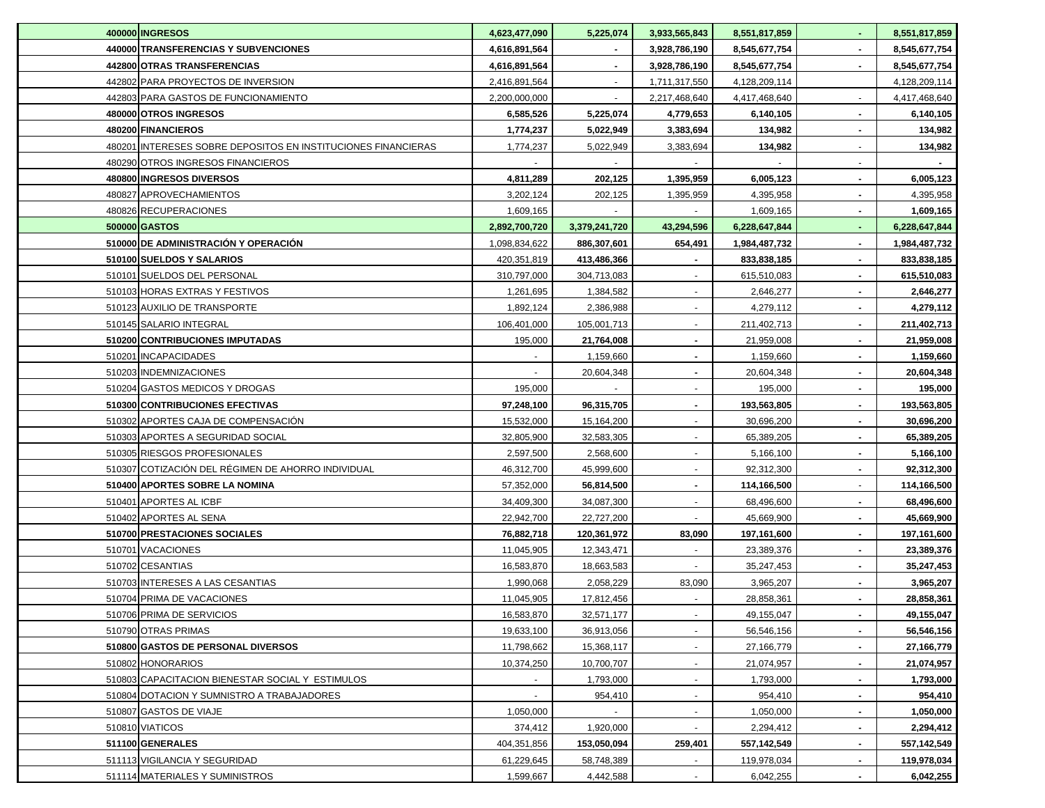| | | | | | | | |
|---|---|---|---|---|---|---|---|
| **400000** | **INGRESOS** | **4,623,477,090** | **5,225,074** | **3,933,565,843** | **8,551,817,859** | **-** | **8,551,817,859** |
| **440000** | **TRANSFERENCIAS Y SUBVENCIONES** | **4,616,891,564** | **-** | **3,928,786,190** | **8,545,677,754** | **-** | **8,545,677,754** |
| **442800** | **OTRAS TRANSFERENCIAS** | **4,616,891,564** | **-** | **3,928,786,190** | **8,545,677,754** | **-** | **8,545,677,754** |
| 442802 | PARA PROYECTOS DE INVERSION | 2,416,891,564 | - | 1,711,317,550 | 4,128,209,114 | | 4,128,209,114 |
| 442803 | PARA GASTOS DE FUNCIONAMIENTO | 2,200,000,000 | - | 2,217,468,640 | 4,417,468,640 | - | 4,417,468,640 |
| **480000** | **OTROS INGRESOS** | **6,585,526** | **5,225,074** | **4,779,653** | **6,140,105** | **-** | **6,140,105** |
| **480200** | **FINANCIEROS** | **1,774,237** | **5,022,949** | **3,383,694** | **134,982** | **-** | **134,982** |
| 480201 | INTERESES SOBRE DEPOSITOS EN INSTITUCIONES FINANCIERAS | 1,774,237 | 5,022,949 | 3,383,694 | **134,982** | - | **134,982** |
| 480290 | OTROS INGRESOS FINANCIEROS | - | - | - | - | - | **-** |
| **480800** | **INGRESOS DIVERSOS** | **4,811,289** | **202,125** | **1,395,959** | **6,005,123** | **-** | **6,005,123** |
| 480827 | APROVECHAMIENTOS | 3,202,124 | 202,125 | 1,395,959 | 4,395,958 | **-** | 4,395,958 |
| 480826 | RECUPERACIONES | 1,609,165 | - | - | 1,609,165 | **-** | **1,609,165** |
| **500000** | **GASTOS** | **2,892,700,720** | **3,379,241,720** | **43,294,596** | **6,228,647,844** | **-** | **6,228,647,844** |
| **510000** | **DE ADMINISTRACIÓN Y OPERACIÓN** | 1,098,834,622 | **886,307,601** | 654,491 | **1,984,487,732** | **-** | **1,984,487,732** |
| **510100** | **SUELDOS Y SALARIOS** | 420,351,819 | **413,486,366** | **-** | **833,838,185** | **-** | **833,838,185** |
| 510101 | SUELDOS DEL PERSONAL | 310,797,000 | 304,713,083 | - | 615,510,083 | **-** | **615,510,083** |
| 510103 | HORAS EXTRAS Y FESTIVOS | 1,261,695 | 1,384,582 | - | 2,646,277 | **-** | **2,646,277** |
| 510123 | AUXILIO DE TRANSPORTE | 1,892,124 | 2,386,988 | - | 4,279,112 | **-** | **4,279,112** |
| 510145 | SALARIO INTEGRAL | 106,401,000 | 105,001,713 | - | 211,402,713 | **-** | **211,402,713** |
| **510200** | **CONTRIBUCIONES IMPUTADAS** | 195,000 | **21,764,008** | **-** | 21,959,008 | **-** | **21,959,008** |
| 510201 | INCAPACIDADES | - | 1,159,660 | **-** | 1,159,660 | **-** | **1,159,660** |
| 510203 | INDEMNIZACIONES | - | 20,604,348 | **-** | 20,604,348 | **-** | **20,604,348** |
| 510204 | GASTOS MEDICOS Y DROGAS | 195,000 | - | - | 195,000 | **-** | **195,000** |
| **510300** | **CONTRIBUCIONES EFECTIVAS** | **97,248,100** | **96,315,705** | **-** | **193,563,805** | **-** | **193,563,805** |
| 510302 | APORTES CAJA DE COMPENSACIÓN | 15,532,000 | 15,164,200 | - | 30,696,200 | **-** | **30,696,200** |
| 510303 | APORTES A SEGURIDAD SOCIAL | 32,805,900 | 32,583,305 | - | 65,389,205 | **-** | **65,389,205** |
| 510305 | RIESGOS PROFESIONALES | 2,597,500 | 2,568,600 | - | 5,166,100 | **-** | **5,166,100** |
| 510307 | COTIZACIÓN DEL RÉGIMEN DE AHORRO INDIVIDUAL | 46,312,700 | 45,999,600 | - | 92,312,300 | **-** | **92,312,300** |
| **510400** | **APORTES SOBRE LA NOMINA** | 57,352,000 | **56,814,500** | **-** | **114,166,500** | - | **114,166,500** |
| 510401 | APORTES AL ICBF | 34,409,300 | 34,087,300 | - | 68,496,600 | **-** | **68,496,600** |
| 510402 | APORTES AL SENA | 22,942,700 | 22,727,200 | - | 45,669,900 | **-** | **45,669,900** |
| **510700** | **PRESTACIONES SOCIALES** | **76,882,718** | **120,361,972** | **83,090** | **197,161,600** | **-** | **197,161,600** |
| 510701 | VACACIONES | 11,045,905 | 12,343,471 | - | 23,389,376 | **-** | **23,389,376** |
| 510702 | CESANTIAS | 16,583,870 | 18,663,583 | - | 35,247,453 | **-** | **35,247,453** |
| 510703 | INTERESES A LAS CESANTIAS | 1,990,068 | 2,058,229 | 83,090 | 3,965,207 | **-** | **3,965,207** |
| 510704 | PRIMA DE VACACIONES | 11,045,905 | 17,812,456 | - | 28,858,361 | **-** | **28,858,361** |
| 510706 | PRIMA DE SERVICIOS | 16,583,870 | 32,571,177 | - | 49,155,047 | **-** | **49,155,047** |
| 510790 | OTRAS PRIMAS | 19,633,100 | 36,913,056 | - | 56,546,156 | **-** | **56,546,156** |
| **510800** | **GASTOS DE PERSONAL DIVERSOS** | 11,798,662 | 15,368,117 | - | 27,166,779 | **-** | **27,166,779** |
| 510802 | HONORARIOS | 10,374,250 | 10,700,707 | - | 21,074,957 | **-** | **21,074,957** |
| 510803 | CAPACITACION BIENESTAR SOCIAL Y ESTIMULOS | - | 1,793,000 | - | 1,793,000 | **-** | **1,793,000** |
| 510804 | DOTACION Y SUMNISTRO A TRABAJADORES | - | 954,410 | - | 954,410 | **-** | **954,410** |
| 510807 | GASTOS DE VIAJE | 1,050,000 | - | - | 1,050,000 | **-** | **1,050,000** |
| 510810 | VIATICOS | 374,412 | 1,920,000 | - | 2,294,412 | **-** | **2,294,412** |
| **511100** | **GENERALES** | 404,351,856 | **153,050,094** | **259,401** | **557,142,549** | **-** | **557,142,549** |
| 511113 | VIGILANCIA Y SEGURIDAD | 61,229,645 | 58,748,389 | - | 119,978,034 | **-** | **119,978,034** |
| 511114 | MATERIALES Y SUMINISTROS | 1,599,667 | 4,442,588 | - | 6,042,255 | **-** | **6,042,255** |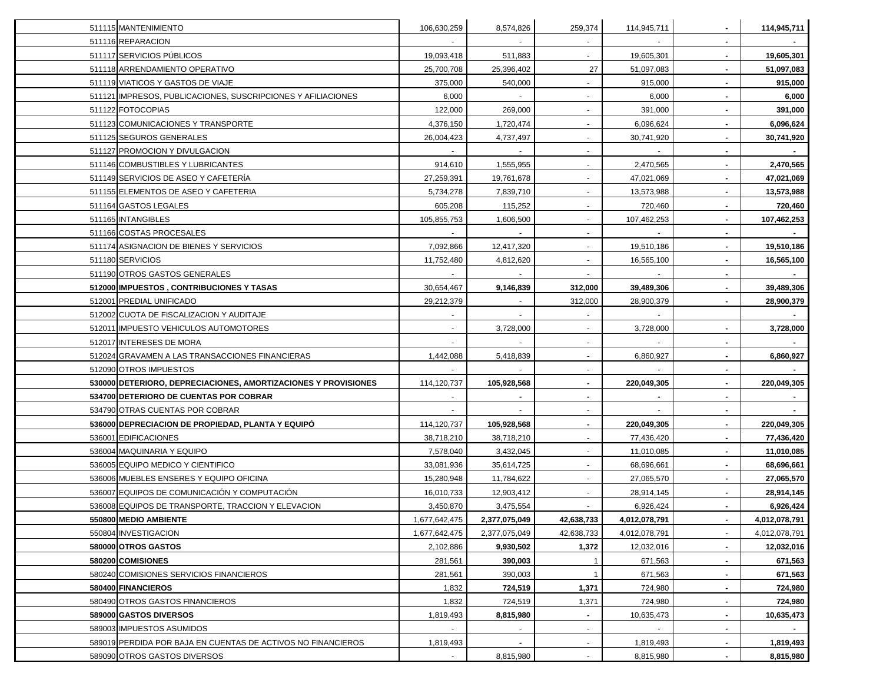| | | | | | | | |
|---|---|---|---|---|---|---|---|
| 511115 | MANTENIMIENTO | 106,630,259 | 8,574,826 | 259,374 | 114,945,711 | - | **114,945,711** |
| 511116 | REPARACION | - | - | - | - | - | - |
| 511117 | SERVICIOS PÚBLICOS | 19,093,418 | 511,883 | - | 19,605,301 | - | **19,605,301** |
| 511118 | ARRENDAMIENTO OPERATIVO | 25,700,708 | 25,396,402 | 27 | 51,097,083 | - | **51,097,083** |
| 511119 | VIATICOS Y GASTOS DE VIAJE | 375,000 | 540,000 | - | 915,000 | - | **915,000** |
| 511121 | IMPRESOS, PUBLICACIONES, SUSCRIPCIONES Y AFILIACIONES | 6,000 | - | - | 6,000 | - | **6,000** |
| 511122 | FOTOCOPIAS | 122,000 | 269,000 | - | 391,000 | - | **391,000** |
| 511123 | COMUNICACIONES Y TRANSPORTE | 4,376,150 | 1,720,474 | - | 6,096,624 | - | **6,096,624** |
| 511125 | SEGUROS GENERALES | 26,004,423 | 4,737,497 | - | 30,741,920 | - | **30,741,920** |
| 511127 | PROMOCION Y DIVULGACION | - | - | - | - | - | - |
| 511146 | COMBUSTIBLES Y LUBRICANTES | 914,610 | 1,555,955 | - | 2,470,565 | - | **2,470,565** |
| 511149 | SERVICIOS DE ASEO Y CAFETERÍA | 27,259,391 | 19,761,678 | - | 47,021,069 | - | **47,021,069** |
| 511155 | ELEMENTOS DE ASEO Y CAFETERIA | 5,734,278 | 7,839,710 | - | 13,573,988 | - | **13,573,988** |
| 511164 | GASTOS LEGALES | 605,208 | 115,252 | - | 720,460 | - | **720,460** |
| 511165 | INTANGIBLES | 105,855,753 | 1,606,500 | - | 107,462,253 | - | **107,462,253** |
| 511166 | COSTAS PROCESALES | - | - | - | - | - | - |
| 511174 | ASIGNACION DE BIENES Y SERVICIOS | 7,092,866 | 12,417,320 | - | 19,510,186 | - | **19,510,186** |
| 511180 | SERVICIOS | 11,752,480 | 4,812,620 | - | 16,565,100 | - | **16,565,100** |
| 511190 | OTROS GASTOS GENERALES | - | - | - | - | - | - |
| **512000** | **IMPUESTOS , CONTRIBUCIONES Y TASAS** | 30,654,467 | **9,146,839** | **312,000** | **39,489,306** | - | **39,489,306** |
| 512001 | PREDIAL UNIFICADO | 29,212,379 | - | 312,000 | 28,900,379 | - | **28,900,379** |
| 512002 | CUOTA DE FISCALIZACION Y AUDITAJE | - | - | - | - | | - |
| 512011 | IMPUESTO VEHICULOS AUTOMOTORES | - | 3,728,000 | - | 3,728,000 | - | **3,728,000** |
| 512017 | INTERESES DE MORA | - | - | - | - | - | - |
| 512024 | GRAVAMEN A LAS TRANSACCIONES FINANCIERAS | 1,442,088 | 5,418,839 | - | 6,860,927 | - | **6,860,927** |
| 512090 | OTROS IMPUESTOS | - | - | - | - | - | - |
| **530000** | **DETERIORO, DEPRECIACIONES, AMORTIZACIONES Y PROVISIONES** | 114,120,737 | **105,928,568** | - | **220,049,305** | - | **220,049,305** |
| **534700** | **DETERIORO DE CUENTAS POR COBRAR** | - | - | - | - | - | - |
| 534790 | OTRAS CUENTAS POR COBRAR | - | - | - | - | - | - |
| **536000** | **DEPRECIACION DE PROPIEDAD, PLANTA Y EQUIPÓ** | 114,120,737 | **105,928,568** | - | **220,049,305** | - | **220,049,305** |
| 536001 | EDIFICACIONES | 38,718,210 | 38,718,210 | - | 77,436,420 | - | **77,436,420** |
| 536004 | MAQUINARIA Y EQUIPO | 7,578,040 | 3,432,045 | - | 11,010,085 | - | **11,010,085** |
| 536005 | EQUIPO MEDICO Y CIENTIFICO | 33,081,936 | 35,614,725 | - | 68,696,661 | - | **68,696,661** |
| 536006 | MUEBLES ENSERES Y EQUIPO OFICINA | 15,280,948 | 11,784,622 | - | 27,065,570 | - | **27,065,570** |
| 536007 | EQUIPOS DE COMUNICACIÓN Y COMPUTACIÓN | 16,010,733 | 12,903,412 | - | 28,914,145 | - | **28,914,145** |
| 536008 | EQUIPOS DE TRANSPORTE, TRACCION Y ELEVACION | 3,450,870 | 3,475,554 | - | 6,926,424 | - | **6,926,424** |
| **550800** | **MEDIO AMBIENTE** | 1,677,642,475 | **2,377,075,049** | **42,638,733** | **4,012,078,791** | - | **4,012,078,791** |
| 550804 | INVESTIGACION | 1,677,642,475 | 2,377,075,049 | 42,638,733 | 4,012,078,791 | - | 4,012,078,791 |
| **580000** | **OTROS GASTOS** | 2,102,886 | **9,930,502** | **1,372** | 12,032,016 | - | **12,032,016** |
| **580200** | **COMISIONES** | 281,561 | **390,003** | 1 | 671,563 | - | **671,563** |
| 580240 | COMISIONES SERVICIOS FINANCIEROS | 281,561 | 390,003 | 1 | 671,563 | - | **671,563** |
| **580400** | **FINANCIEROS** | 1,832 | **724,519** | **1,371** | 724,980 | - | **724,980** |
| 580490 | OTROS GASTOS FINANCIEROS | 1,832 | 724,519 | 1,371 | 724,980 | - | **724,980** |
| **589000** | **GASTOS DIVERSOS** | 1,819,493 | **8,815,980** | - | 10,635,473 | - | **10,635,473** |
| 589003 | IMPUESTOS ASUMIDOS | - | - | - | - | - | - |
| 589019 | PERDIDA POR BAJA EN CUENTAS DE ACTIVOS NO FINANCIEROS | 1,819,493 | - | - | 1,819,493 | - | **1,819,493** |
| 589090 | OTROS GASTOS DIVERSOS | - | 8,815,980 | - | 8,815,980 | - | **8,815,980** |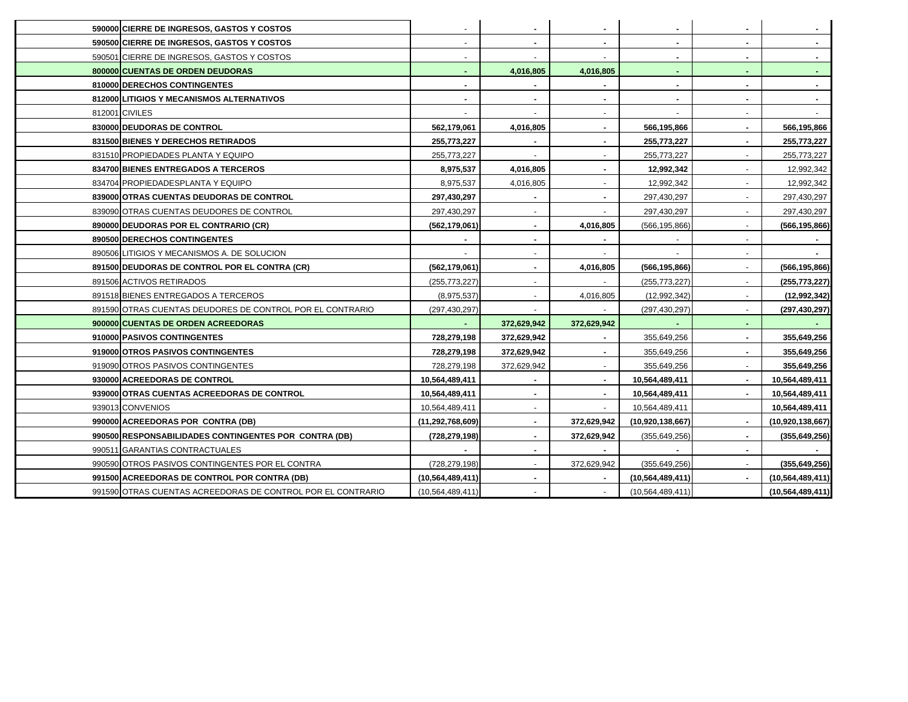| | | | | | | | |
|---|---|---|---|---|---|---|---|
| **590000** | **CIERRE DE INGRESOS, GASTOS Y COSTOS** | - | **-** | **-** | **-** | **-** | **-** |
| **590500** | **CIERRE DE INGRESOS, GASTOS Y COSTOS** | - | **-** | **-** | **-** | **-** | **-** |
| 590501 | CIERRE DE INGRESOS, GASTOS Y COSTOS | - | - | - | **-** | **-** | **-** |
| **800000** | **CUENTAS DE ORDEN DEUDORAS** | **-** | **4,016,805** | **4,016,805** | **-** | **-** | **-** |
| **810000** | **DERECHOS CONTINGENTES** | **-** | **-** | **-** | **-** | **-** | **-** |
| **812000** | **LITIGIOS Y MECANISMOS ALTERNATIVOS** | **-** | **-** | **-** | **-** | **-** | **-** |
| 812001 | CIVILES | - | - | - | - | - | - |
| **830000** | **DEUDORAS DE CONTROL** | **562,179,061** | **4,016,805** | **-** | **566,195,866** | **-** | **566,195,866** |
| **831500** | **BIENES Y DERECHOS RETIRADOS** | **255,773,227** | **-** | **-** | **255,773,227** | **-** | **255,773,227** |
| 831510 | PROPIEDADES PLANTA Y EQUIPO | 255,773,227 | - | - | 255,773,227 | - | 255,773,227 |
| **834700** | **BIENES ENTREGADOS A TERCEROS** | **8,975,537** | **4,016,805** | **-** | **12,992,342** | - | 12,992,342 |
| 834704 | PROPIEDADESPLANTA Y EQUIPO | 8,975,537 | 4,016,805 | - | 12,992,342 | - | 12,992,342 |
| **839000** | **OTRAS CUENTAS DEUDORAS DE CONTROL** | **297,430,297** | **-** | **-** | 297,430,297 | - | 297,430,297 |
| 839090 | OTRAS CUENTAS DEUDORES DE CONTROL | 297,430,297 | - | - | 297,430,297 | - | 297,430,297 |
| **890000** | **DEUDORAS POR EL CONTRARIO (CR)** | **(562,179,061)** | **-** | **4,016,805** | (566,195,866) | - | **(566,195,866)** |
| **890500** | **DERECHOS CONTINGENTES** | **-** | **-** | **-** | - | - | **-** |
| 890506 | LITIGIOS Y MECANISMOS A. DE SOLUCION | - | - | - | - | - | **-** |
| **891500** | **DEUDORAS DE CONTROL POR EL CONTRA (CR)** | **(562,179,061)** | **-** | **4,016,805** | **(566,195,866)** | - | **(566,195,866)** |
| 891506 | ACTIVOS RETIRADOS | (255,773,227) | - | - | (255,773,227) | - | **(255,773,227)** |
| 891518 | BIENES ENTREGADOS A TERCEROS | (8,975,537) | - | 4,016,805 | (12,992,342) | - | **(12,992,342)** |
| 891590 | OTRAS CUENTAS DEUDORES DE CONTROL POR EL CONTRARIO | (297,430,297) | - | - | (297,430,297) | - | **(297,430,297)** |
| **900000** | **CUENTAS DE ORDEN ACREEDORAS** | **-** | **372,629,942** | **372,629,942** | **-** | **-** | **-** |
| **910000** | **PASIVOS CONTINGENTES** | **728,279,198** | **372,629,942** | **-** | 355,649,256 | **-** | **355,649,256** |
| **919000** | **OTROS PASIVOS CONTINGENTES** | **728,279,198** | **372,629,942** | **-** | 355,649,256 | **-** | **355,649,256** |
| 919090 | OTROS PASIVOS CONTINGENTES | 728,279,198 | 372,629,942 | - | 355,649,256 | - | **355,649,256** |
| **930000** | **ACREEDORAS DE CONTROL** | **10,564,489,411** | **-** | **-** | **10,564,489,411** | **-** | **10,564,489,411** |
| **939000** | **OTRAS CUENTAS ACREEDORAS DE CONTROL** | **10,564,489,411** | **-** | **-** | **10,564,489,411** | **-** | **10,564,489,411** |
| 939013 | CONVENIOS | 10,564,489,411 | - | - | 10,564,489,411 | | **10,564,489,411** |
| **990000** | **ACREEDORAS POR CONTRA (DB)** | **(11,292,768,609)** | **-** | **372,629,942** | **(10,920,138,667)** | **-** | **(10,920,138,667)** |
| **990500** | **RESPONSABILIDADES CONTINGENTES POR CONTRA (DB)** | **(728,279,198)** | **-** | **372,629,942** | (355,649,256) | **-** | **(355,649,256)** |
| 990511 | GARANTIAS CONTRACTUALES | **-** | **-** | **-** | **-** | **-** | **-** |
| 990590 | OTROS PASIVOS CONTINGENTES POR EL CONTRA | (728,279,198) | - | 372,629,942 | (355,649,256) | - | **(355,649,256)** |
| **991500** | **ACREEDORAS DE CONTROL POR CONTRA (DB)** | **(10,564,489,411)** | **-** | **-** | **(10,564,489,411)** | **-** | **(10,564,489,411)** |
| 991590 | OTRAS CUENTAS ACREEDORAS DE CONTROL POR EL CONTRARIO | (10,564,489,411) | - | - | (10,564,489,411) | | **(10,564,489,411)** |